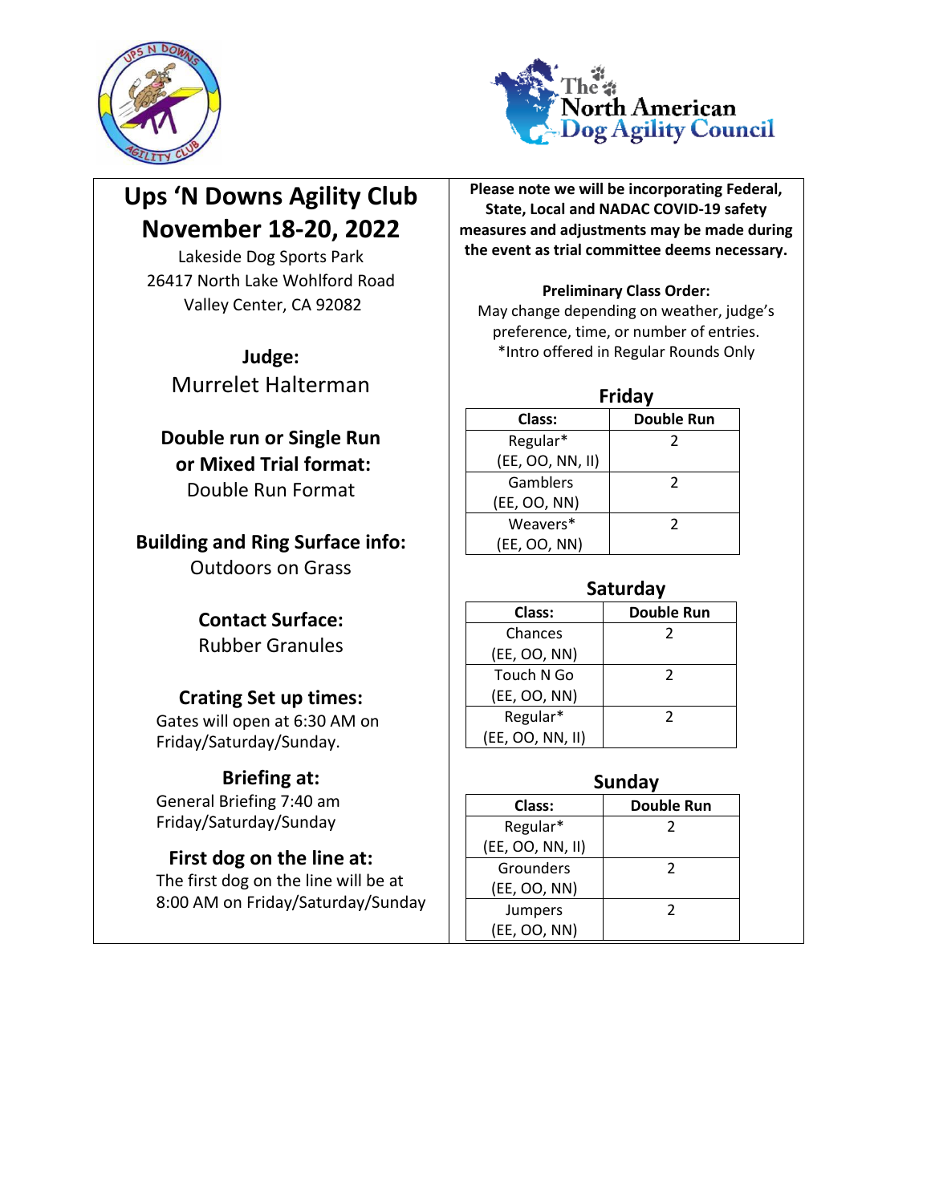# Ups 'N Downs Agility Club
# November 18-20, 2022

Lakeside Dog Sports Park
26417 North Lake Wohlford Road
Valley Center, CA 92082

**Judge:**
Murrelet Halterman

**Double run or Single Run or Mixed Trial format:**
Double Run Format

**Building and Ring Surface info:**
Outdoors on Grass

**Contact Surface:**
Rubber Granules

**Crating Set up times:**
Gates will open at 6:30 AM on Friday/Saturday/Sunday.

**Briefing at:**
General Briefing 7:40 am Friday/Saturday/Sunday

**First dog on the line at:**
The first dog on the line will be at 8:00 AM on Friday/Saturday/Sunday

**Please note we will be incorporating Federal, State, Local and NADAC COVID-19 safety measures and adjustments may be made during the event as trial committee deems necessary.**

**Preliminary Class Order:**
May change depending on weather, judge's preference, time, or number of entries.
*Intro offered in Regular Rounds Only

## Friday

| Class: | Double Run |
|---|---|
| Regular* (EE, OO, NN, II) | 2 |
| Gamblers (EE, OO, NN) | 2 |
| Weavers* (EE, OO, NN) | 2 |

## Saturday

| Class: | Double Run |
|---|---|
| Chances (EE, OO, NN) | 2 |
| Touch N Go (EE, OO, NN) | 2 |
| Regular* (EE, OO, NN, II) | 2 |

## Sunday

| Class: | Double Run |
|---|---|
| Regular* (EE, OO, NN, II) | 2 |
| Grounders (EE, OO, NN) | 2 |
| Jumpers (EE, OO, NN) | 2 |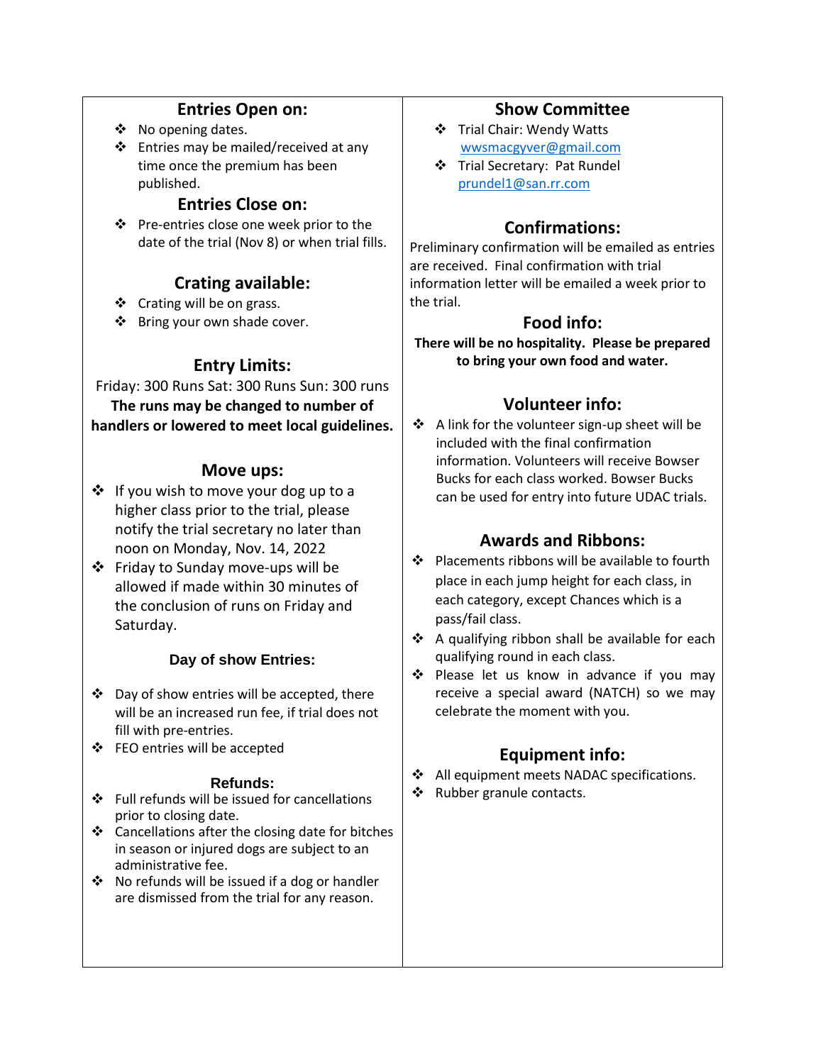## Entries Open on:

- No opening dates.
- Entries may be mailed/received at any time once the premium has been published.

## Entries Close on:

- Pre-entries close one week prior to the date of the trial (Nov 8) or when trial fills.

## Crating available:

- Crating will be on grass.
- Bring your own shade cover.

## Entry Limits:

Friday: 300 Runs Sat: 300 Runs Sun: 300 runs

**The runs may be changed to number of handlers or lowered to meet local guidelines.**

## Move ups:

- If you wish to move your dog up to a higher class prior to the trial, please notify the trial secretary no later than noon on Monday, Nov. 14, 2022
- Friday to Sunday move-ups will be allowed if made within 30 minutes of the conclusion of runs on Friday and Saturday.

## Day of show Entries:

- Day of show entries will be accepted, there will be an increased run fee, if trial does not fill with pre-entries.
- FEO entries will be accepted

## Refunds:

- Full refunds will be issued for cancellations prior to closing date.
- Cancellations after the closing date for bitches in season or injured dogs are subject to an administrative fee.
- No refunds will be issued if a dog or handler are dismissed from the trial for any reason.

## Show Committee

- Trial Chair: Wendy Watts
  wwsmacgyver@gmail.com
- Trial Secretary: Pat Rundel
  prundel1@san.rr.com

## Confirmations:

Preliminary confirmation will be emailed as entries are received. Final confirmation with trial information letter will be emailed a week prior to the trial.

## Food info:

**There will be no hospitality. Please be prepared to bring your own food and water.**

## Volunteer info:

- A link for the volunteer sign-up sheet will be included with the final confirmation information. Volunteers will receive Bowser Bucks for each class worked. Bowser Bucks can be used for entry into future UDAC trials.

## Awards and Ribbons:

- Placements ribbons will be available to fourth place in each jump height for each class, in each category, except Chances which is a pass/fail class.
- A qualifying ribbon shall be available for each qualifying round in each class.
- Please let us know in advance if you may receive a special award (NATCH) so we may celebrate the moment with you.

## Equipment info:

- All equipment meets NADAC specifications.
- Rubber granule contacts.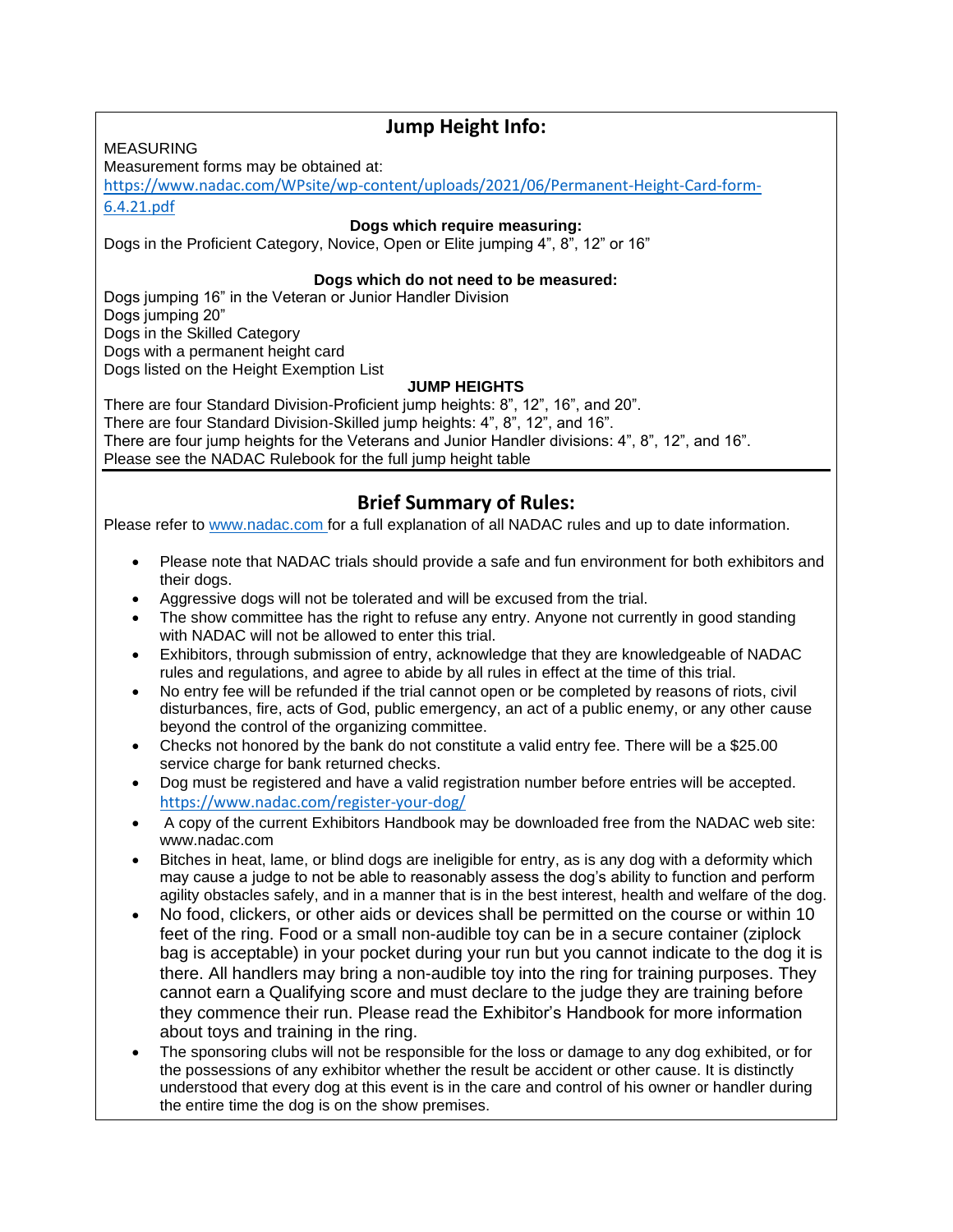## Jump Height Info:

MEASURING

Measurement forms may be obtained at: https://www.nadac.com/WPsite/wp-content/uploads/2021/06/Permanent-Height-Card-form-6.4.21.pdf

**Dogs which require measuring:**

Dogs in the Proficient Category, Novice, Open or Elite jumping 4", 8", 12" or 16"

**Dogs which do not need to be measured:**

Dogs jumping 16" in the Veteran or Junior Handler Division
Dogs jumping 20"
Dogs in the Skilled Category
Dogs with a permanent height card
Dogs listed on the Height Exemption List

**JUMP HEIGHTS**

There are four Standard Division-Proficient jump heights: 8", 12", 16", and 20".
There are four Standard Division-Skilled jump heights: 4", 8", 12", and 16".
There are four jump heights for the Veterans and Junior Handler divisions: 4", 8", 12", and 16".
Please see the NADAC Rulebook for the full jump height table

## Brief Summary of Rules:

Please refer to www.nadac.com for a full explanation of all NADAC rules and up to date information.

- Please note that NADAC trials should provide a safe and fun environment for both exhibitors and their dogs.
- Aggressive dogs will not be tolerated and will be excused from the trial.
- The show committee has the right to refuse any entry. Anyone not currently in good standing with NADAC will not be allowed to enter this trial.
- Exhibitors, through submission of entry, acknowledge that they are knowledgeable of NADAC rules and regulations, and agree to abide by all rules in effect at the time of this trial.
- No entry fee will be refunded if the trial cannot open or be completed by reasons of riots, civil disturbances, fire, acts of God, public emergency, an act of a public enemy, or any other cause beyond the control of the organizing committee.
- Checks not honored by the bank do not constitute a valid entry fee. There will be a $25.00 service charge for bank returned checks.
- Dog must be registered and have a valid registration number before entries will be accepted. https://www.nadac.com/register-your-dog/
- A copy of the current Exhibitors Handbook may be downloaded free from the NADAC web site: www.nadac.com
- Bitches in heat, lame, or blind dogs are ineligible for entry, as is any dog with a deformity which may cause a judge to not be able to reasonably assess the dog's ability to function and perform agility obstacles safely, and in a manner that is in the best interest, health and welfare of the dog.
- No food, clickers, or other aids or devices shall be permitted on the course or within 10 feet of the ring. Food or a small non-audible toy can be in a secure container (ziplock bag is acceptable) in your pocket during your run but you cannot indicate to the dog it is there. All handlers may bring a non-audible toy into the ring for training purposes. They cannot earn a Qualifying score and must declare to the judge they are training before they commence their run. Please read the Exhibitor's Handbook for more information about toys and training in the ring.
- The sponsoring clubs will not be responsible for the loss or damage to any dog exhibited, or for the possessions of any exhibitor whether the result be accident or other cause. It is distinctly understood that every dog at this event is in the care and control of his owner or handler during the entire time the dog is on the show premises.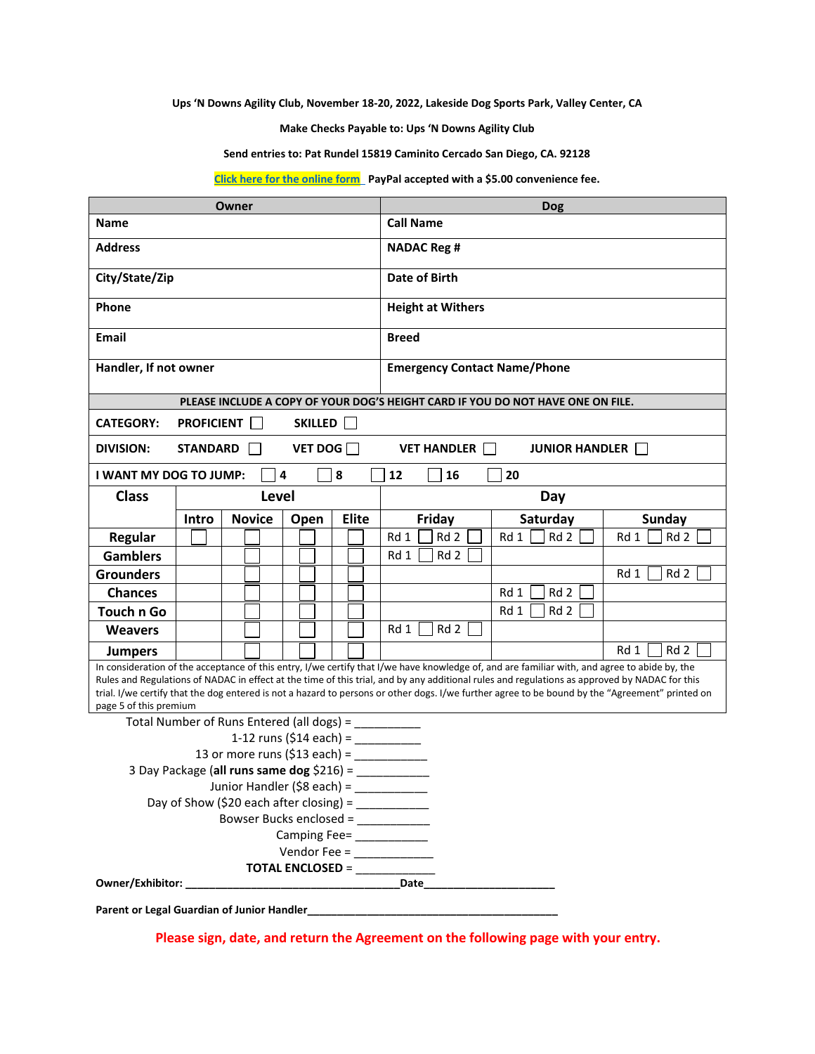**Ups 'N Downs Agility Club, November 18-20, 2022, Lakeside Dog Sports Park, Valley Center, CA**

**Make Checks Payable to: Ups 'N Downs Agility Club**

**Send entries to: Pat Rundel 15819 Caminito Cercado San Diego, CA. 92128**

Click here for the online form **PayPal accepted with a $5.00 convenience fee.**

| Owner | Dog |
|---|---|
| **Name** | **Call Name** |
| **Address** | **NADAC Reg #** |
| **City/State/Zip** | **Date of Birth** |
| **Phone** | **Height at Withers** |
| **Email** | **Breed** |
| **Handler, If not owner** | **Emergency Contact Name/Phone** |

**PLEASE INCLUDE A COPY OF YOUR DOG'S HEIGHT CARD IF YOU DO NOT HAVE ONE ON FILE.**

**CATEGORY:** PROFICIENT ☐ SKILLED ☐

**DIVISION:** STANDARD ☐ VET DOG ☐ VET HANDLER ☐ JUNIOR HANDLER ☐

**I WANT MY DOG TO JUMP:** ☐ 4 ☐ 8 ☐ 12 ☐ 16 ☐ 20

| Class | Level | | | | Day | | |
|---|---|---|---|---|---|---|---|
| | Intro | Novice | Open | Elite | Friday | Saturday | Sunday |
| Regular | ☐ | ☐ | ☐ | ☐ | Rd 1 ☐ Rd 2 ☐ | Rd 1 ☐ Rd 2 ☐ | Rd 1 ☐ Rd 2 ☐ |
| Gamblers | | ☐ | ☐ | ☐ | Rd 1 ☐ Rd 2 ☐ | | |
| Grounders | | ☐ | ☐ | ☐ | | | Rd 1 ☐ Rd 2 ☐ |
| Chances | | ☐ | ☐ | ☐ | | Rd 1 ☐ Rd 2 ☐ | |
| Touch n Go | | ☐ | ☐ | ☐ | | Rd 1 ☐ Rd 2 ☐ | |
| Weavers | | ☐ | ☐ | ☐ | Rd 1 ☐ Rd 2 ☐ | | |
| Jumpers | | ☐ | ☐ | ☐ | | | Rd 1 ☐ Rd 2 ☐ |

In consideration of the acceptance of this entry, I/we certify that I/we have knowledge of, and are familiar with, and agree to abide by, the Rules and Regulations of NADAC in effect at the time of this trial, and by any additional rules and regulations as approved by NADAC for this trial. I/we certify that the dog entered is not a hazard to persons or other dogs. I/we further agree to be bound by the "Agreement" printed on page 5 of this premium

Total Number of Runs Entered (all dogs) = __________

1-12 runs ($14 each) = __________

13 or more runs ($13 each) = ___________

3 Day Package (**all runs same dog** $216) = ___________

Junior Handler ($8 each) = ___________

Day of Show ($20 each after closing) = ___________

Bowser Bucks enclosed = ___________

Camping Fee= ___________

Vendor Fee = ____________

**TOTAL ENCLOSED** = ____________

**Owner/Exhibitor:** ___________________________________**Date**______________________

**Parent or Legal Guardian of Junior Handler**__________________________________________

**Please sign, date, and return the Agreement on the following page with your entry.**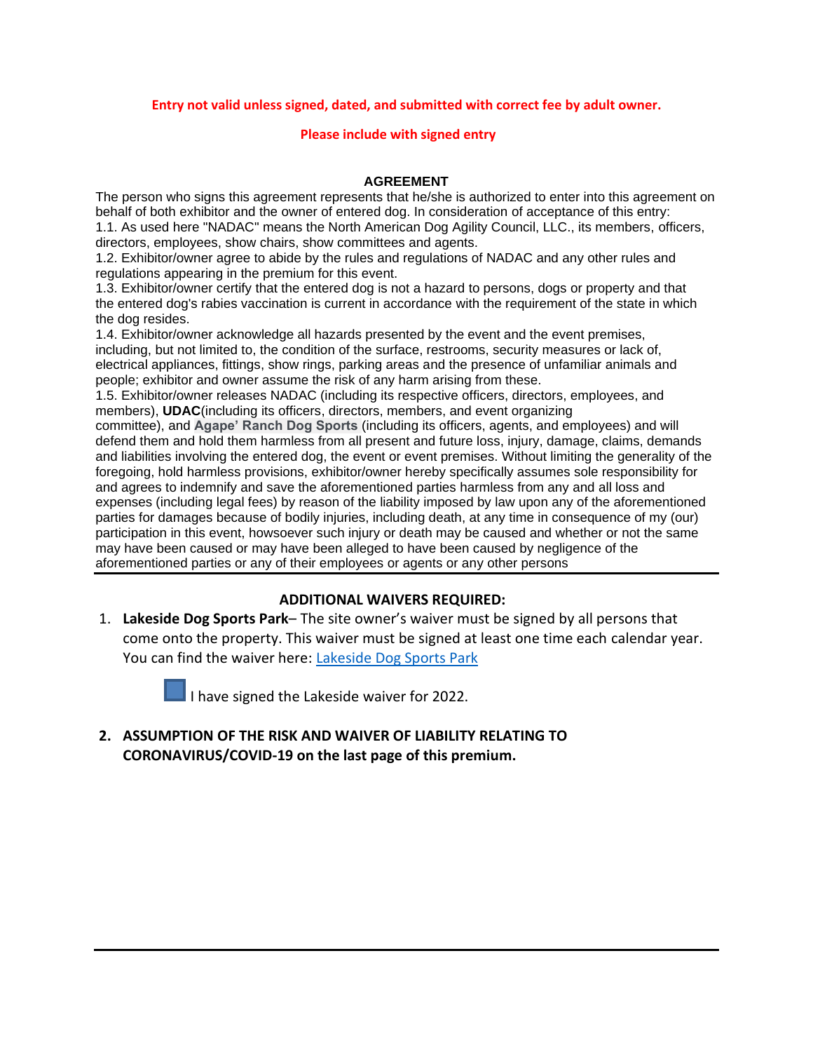**Entry not valid unless signed, dated, and submitted with correct fee by adult owner.**

**Please include with signed entry**

### AGREEMENT

The person who signs this agreement represents that he/she is authorized to enter into this agreement on behalf of both exhibitor and the owner of entered dog. In consideration of acceptance of this entry:

1.1. As used here "NADAC" means the North American Dog Agility Council, LLC., its members, officers, directors, employees, show chairs, show committees and agents.

1.2. Exhibitor/owner agree to abide by the rules and regulations of NADAC and any other rules and regulations appearing in the premium for this event.

1.3. Exhibitor/owner certify that the entered dog is not a hazard to persons, dogs or property and that the entered dog's rabies vaccination is current in accordance with the requirement of the state in which the dog resides.

1.4. Exhibitor/owner acknowledge all hazards presented by the event and the event premises, including, but not limited to, the condition of the surface, restrooms, security measures or lack of, electrical appliances, fittings, show rings, parking areas and the presence of unfamiliar animals and people; exhibitor and owner assume the risk of any harm arising from these.

1.5. Exhibitor/owner releases NADAC (including its respective officers, directors, employees, and members), **UDAC**(including its officers, directors, members, and event organizing committee), and **Agape' Ranch Dog Sports** (including its officers, agents, and employees) and will defend them and hold them harmless from all present and future loss, injury, damage, claims, demands and liabilities involving the entered dog, the event or event premises. Without limiting the generality of the foregoing, hold harmless provisions, exhibitor/owner hereby specifically assumes sole responsibility for and agrees to indemnify and save the aforementioned parties harmless from any and all loss and expenses (including legal fees) by reason of the liability imposed by law upon any of the aforementioned parties for damages because of bodily injuries, including death, at any time in consequence of my (our) participation in this event, howsoever such injury or death may be caused and whether or not the same may have been caused or may have been alleged to have been caused by negligence of the aforementioned parties or any of their employees or agents or any other persons

---

### ADDITIONAL WAIVERS REQUIRED:

1. **Lakeside Dog Sports Park**– The site owner's waiver must be signed by all persons that come onto the property. This waiver must be signed at least one time each calendar year. You can find the waiver here: [Lakeside Dog Sports Park]

   ☐ I have signed the Lakeside waiver for 2022.

2. **ASSUMPTION OF THE RISK AND WAIVER OF LIABILITY RELATING TO CORONAVIRUS/COVID-19 on the last page of this premium.**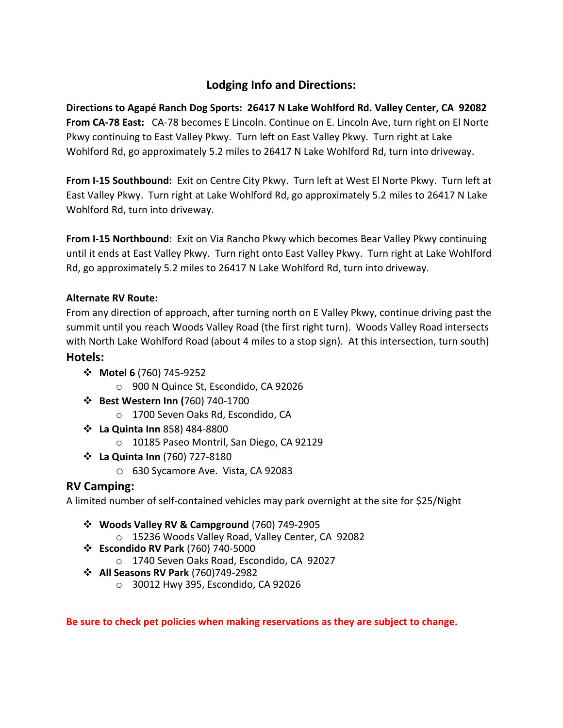## Lodging Info and Directions:

**Directions to Agapé Ranch Dog Sports: 26417 N Lake Wohlford Rd. Valley Center, CA 92082**
**From CA-78 East:** CA-78 becomes E Lincoln. Continue on E. Lincoln Ave, turn right on El Norte Pkwy continuing to East Valley Pkwy. Turn left on East Valley Pkwy. Turn right at Lake Wohlford Rd, go approximately 5.2 miles to 26417 N Lake Wohlford Rd, turn into driveway.

**From I-15 Southbound:** Exit on Centre City Pkwy. Turn left at West El Norte Pkwy. Turn left at East Valley Pkwy. Turn right at Lake Wohlford Rd, go approximately 5.2 miles to 26417 N Lake Wohlford Rd, turn into driveway.

**From I-15 Northbound**: Exit on Via Rancho Pkwy which becomes Bear Valley Pkwy continuing until it ends at East Valley Pkwy. Turn right onto East Valley Pkwy. Turn right at Lake Wohlford Rd, go approximately 5.2 miles to 26417 N Lake Wohlford Rd, turn into driveway.

**Alternate RV Route:**
From any direction of approach, after turning north on E Valley Pkwy, continue driving past the summit until you reach Woods Valley Road (the first right turn). Woods Valley Road intersects with North Lake Wohlford Road (about 4 miles to a stop sign). At this intersection, turn south)

### Hotels:

- **Motel 6** (760) 745-9252
  - 900 N Quince St, Escondido, CA 92026
- **Best Western Inn (**760) 740-1700
  - 1700 Seven Oaks Rd, Escondido, CA
- **La Quinta Inn** 858) 484-8800
  - 10185 Paseo Montril, San Diego, CA 92129
- **La Quinta Inn** (760) 727-8180
  - 630 Sycamore Ave. Vista, CA 92083

### RV Camping:

A limited number of self-contained vehicles may park overnight at the site for $25/Night

- **Woods Valley RV & Campground** (760) 749-2905
  - 15236 Woods Valley Road, Valley Center, CA 92082
- **Escondido RV Park** (760) 740-5000
  - 1740 Seven Oaks Road, Escondido, CA 92027
- **All Seasons RV Park** (760)749-2982
  - 30012 Hwy 395, Escondido, CA 92026

**Be sure to check pet policies when making reservations as they are subject to change.**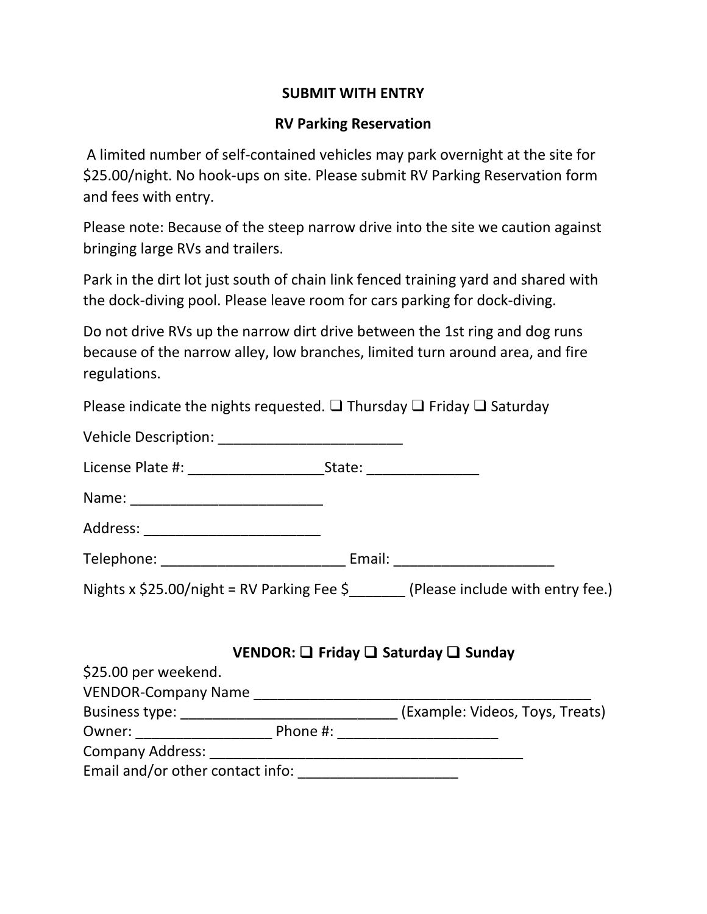**SUBMIT WITH ENTRY**

**RV Parking Reservation**

A limited number of self-contained vehicles may park overnight at the site for $25.00/night. No hook-ups on site. Please submit RV Parking Reservation form and fees with entry.

Please note: Because of the steep narrow drive into the site we caution against bringing large RVs and trailers.

Park in the dirt lot just south of chain link fenced training yard and shared with the dock-diving pool. Please leave room for cars parking for dock-diving.

Do not drive RVs up the narrow dirt drive between the 1st ring and dog runs because of the narrow alley, low branches, limited turn around area, and fire regulations.

Please indicate the nights requested. ❑ Thursday ❑ Friday ❑ Saturday

Vehicle Description: _______________________

License Plate #: _________________State: ______________

Name: ________________________

Address: ______________________

Telephone: _______________________ Email: ____________________

Nights x $25.00/night = RV Parking Fee $_______ (Please include with entry fee.)

**VENDOR: ❑ Friday ❑ Saturday ❑ Sunday**

$25.00 per weekend.
VENDOR-Company Name ___________________________________________
Business type: ___________________________ (Example: Videos, Toys, Treats)
Owner: ________________ Phone #: ____________________
Company Address: ________________________________________
Email and/or other contact info: ____________________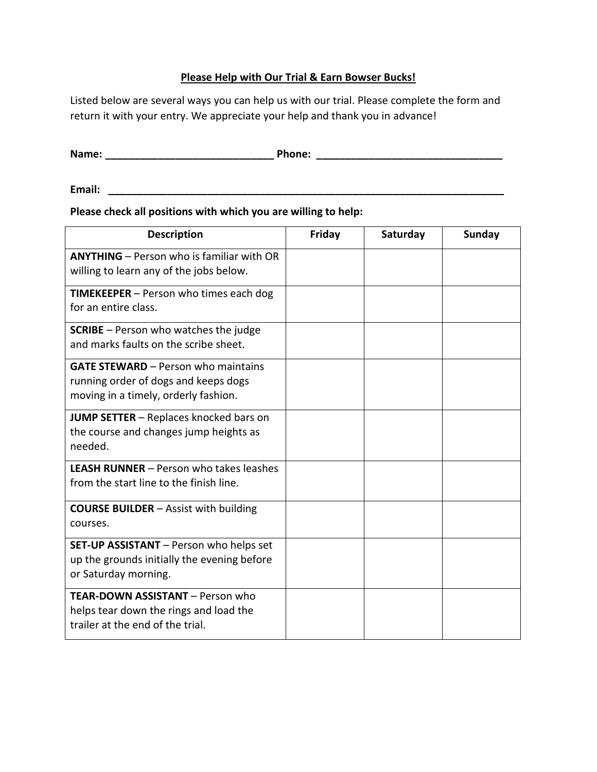**Please Help with Our Trial & Earn Bowser Bucks!**

Listed below are several ways you can help us with our trial. Please complete the form and return it with your entry. We appreciate your help and thank you in advance!

**Name:** ______________________________ **Phone:** _________________________________

**Email:** ______________________________________________________________________

**Please check all positions with which you are willing to help:**

| Description | Friday | Saturday | Sunday |
| --- | --- | --- | --- |
| **ANYTHING** – Person who is familiar with OR willing to learn any of the jobs below. | | | |
| **TIMEKEEPER** – Person who times each dog for an entire class. | | | |
| **SCRIBE** – Person who watches the judge and marks faults on the scribe sheet. | | | |
| **GATE STEWARD** – Person who maintains running order of dogs and keeps dogs moving in a timely, orderly fashion. | | | |
| **JUMP SETTER** – Replaces knocked bars on the course and changes jump heights as needed. | | | |
| **LEASH RUNNER** – Person who takes leashes from the start line to the finish line. | | | |
| **COURSE BUILDER** – Assist with building courses. | | | |
| **SET-UP ASSISTANT** – Person who helps set up the grounds initially the evening before or Saturday morning. | | | |
| **TEAR-DOWN ASSISTANT** – Person who helps tear down the rings and load the trailer at the end of the trial. | | | |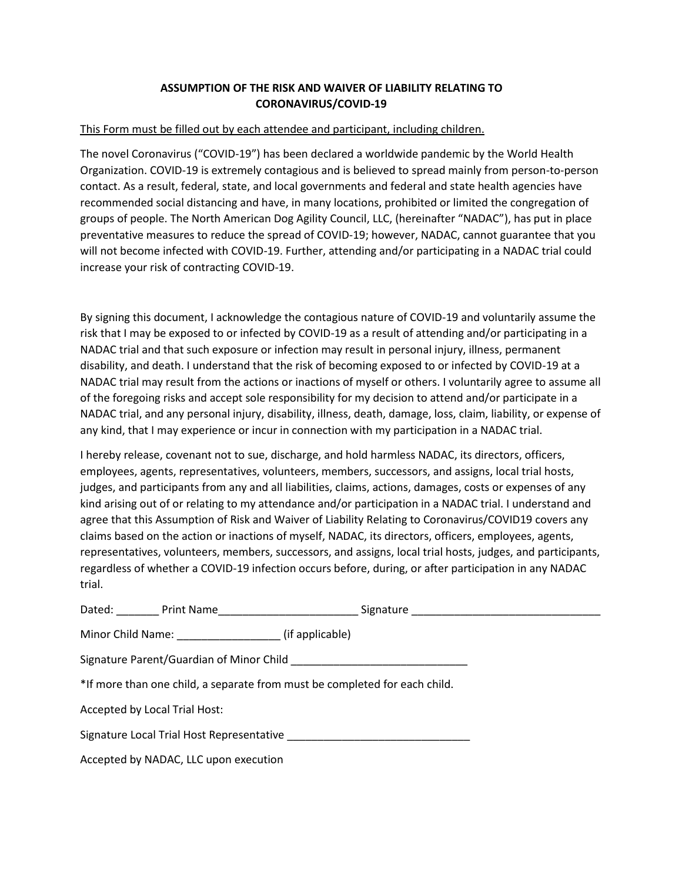**ASSUMPTION OF THE RISK AND WAIVER OF LIABILITY RELATING TO CORONAVIRUS/COVID-19**

<u>This Form must be filled out by each attendee and participant, including children.</u>

The novel Coronavirus ("COVID-19") has been declared a worldwide pandemic by the World Health Organization. COVID-19 is extremely contagious and is believed to spread mainly from person-to-person contact. As a result, federal, state, and local governments and federal and state health agencies have recommended social distancing and have, in many locations, prohibited or limited the congregation of groups of people. The North American Dog Agility Council, LLC, (hereinafter "NADAC"), has put in place preventative measures to reduce the spread of COVID-19; however, NADAC, cannot guarantee that you will not become infected with COVID-19. Further, attending and/or participating in a NADAC trial could increase your risk of contracting COVID-19.

By signing this document, I acknowledge the contagious nature of COVID-19 and voluntarily assume the risk that I may be exposed to or infected by COVID-19 as a result of attending and/or participating in a NADAC trial and that such exposure or infection may result in personal injury, illness, permanent disability, and death. I understand that the risk of becoming exposed to or infected by COVID-19 at a NADAC trial may result from the actions or inactions of myself or others. I voluntarily agree to assume all of the foregoing risks and accept sole responsibility for my decision to attend and/or participate in a NADAC trial, and any personal injury, disability, illness, death, damage, loss, claim, liability, or expense of any kind, that I may experience or incur in connection with my participation in a NADAC trial.

I hereby release, covenant not to sue, discharge, and hold harmless NADAC, its directors, officers, employees, agents, representatives, volunteers, members, successors, and assigns, local trial hosts, judges, and participants from any and all liabilities, claims, actions, damages, costs or expenses of any kind arising out of or relating to my attendance and/or participation in a NADAC trial. I understand and agree that this Assumption of Risk and Waiver of Liability Relating to Coronavirus/COVID19 covers any claims based on the action or inactions of myself, NADAC, its directors, officers, employees, agents, representatives, volunteers, members, successors, and assigns, local trial hosts, judges, and participants, regardless of whether a COVID-19 infection occurs before, during, or after participation in any NADAC trial.

Dated: _______ Print Name_______________________ Signature ______________________________

Minor Child Name: _________________ (if applicable)

Signature Parent/Guardian of Minor Child _____________________________

*If more than one child, a separate from must be completed for each child.

Accepted by Local Trial Host:

Signature Local Trial Host Representative ______________________________

Accepted by NADAC, LLC upon execution